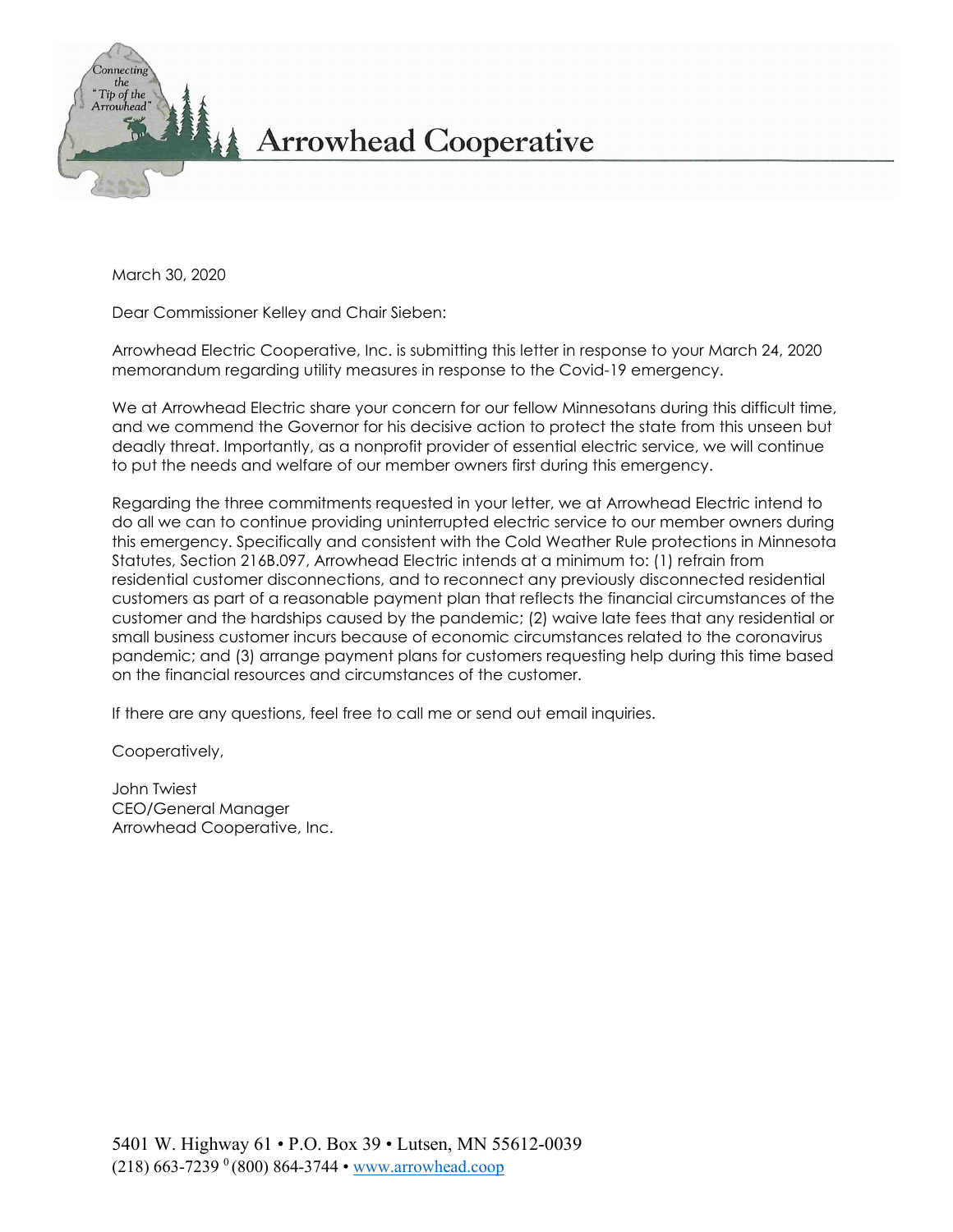# Arrowhead Cooperative

March 30, 2020

Dear Commissioner Kelley and Chair Sieben:

Arrowhead Electric Cooperative, Inc. is submitting this letter in response to your March 24, 2020 memorandum regarding utility measures in response to the Covid-19 emergency.

We at Arrowhead Electric share your concern for our fellow Minnesotans during this difficult time, and we commend the Governor for his decisive action to protect the state from this unseen but deadly threat. Importantly, as a nonprofit provider of essential electric service, we will continue to put the needs and welfare of our member owners first during this emergency.

Regarding the three commitments requested in your letter, we at Arrowhead Electric intend to do all we can to continue providing uninterrupted electric service to our member owners during this emergency. Specifically and consistent with the Cold Weather Rule protections in Minnesota Statutes, Section 216B.097, Arrowhead Electric intends at a minimum to: (1) refrain from residential customer disconnections, and to reconnect any previously disconnected residential customers as part of a reasonable payment plan that reflects the financial circumstances of the customer and the hardships caused by the pandemic; (2) waive late fees that any residential or small business customer incurs because of economic circumstances related to the coronavirus pandemic; and (3) arrange payment plans for customers requesting help during this time based on the financial resources and circumstances of the customer.

If there are any questions, feel free to call me or send out email inquiries.

Cooperatively,

John Twiest
CEO/General Manager
Arrowhead Cooperative, Inc.

5401 W. Highway 61 • P.O. Box 39 • Lutsen, MN 55612-0039
(218) 663-7239 • (800) 864-3744 • www.arrowhead.coop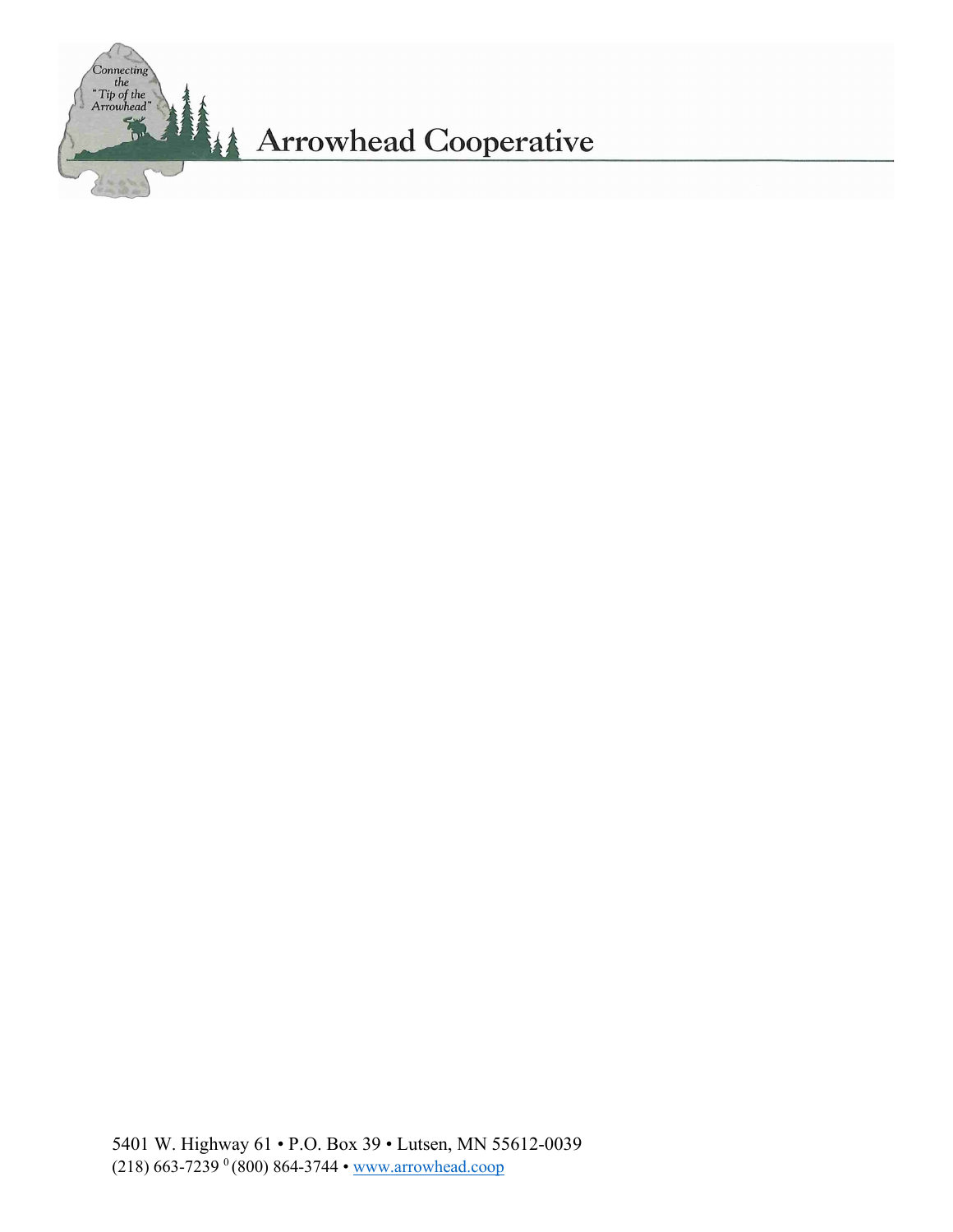Connecting the "Tip of the Arrowhead"

# Arrowhead Cooperative

5401 W. Highway 61 • P.O. Box 39 • Lutsen, MN 55612-0039
(218) 663-7239 ⁰ (800) 864-3744 • www.arrowhead.coop